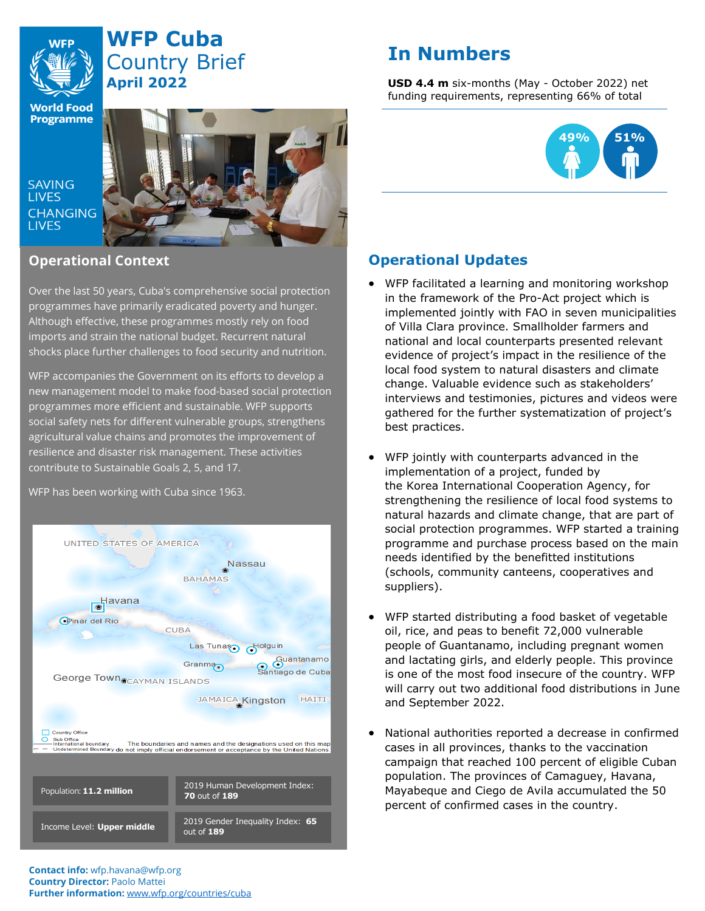# WFP Cuba Country Brief
## April 2022

SAVING LIVES CHANGING LIVES

## In Numbers

**USD 4.4 m** six-months (May - October 2022) net funding requirements, representing 66% of total

49% 51%

## Operational Context

Over the last 50 years, Cuba's comprehensive social protection programmes have primarily eradicated poverty and hunger. Although effective, these programmes mostly rely on food imports and strain the national budget. Recurrent natural shocks place further challenges to food security and nutrition.

WFP accompanies the Government on its efforts to develop a new management model to make food-based social protection programmes more efficient and sustainable. WFP supports social safety nets for different vulnerable groups, strengthens agricultural value chains and promotes the improvement of resilience and disaster risk management. These activities contribute to Sustainable Goals 2, 5, and 17.

WFP has been working with Cuba since 1963.

| Population: **11.2 million** | 2019 Human Development Index: **70** out of **189** |
|---|---|
| Income Level: **Upper middle** | 2019 Gender Inequality Index: **65** out of **189** |

**Contact info:** wfp.havana@wfp.org
**Country Director:** Paolo Mattei
**Further information:** www.wfp.org/countries/cuba

## Operational Updates

- WFP facilitated a learning and monitoring workshop in the framework of the Pro-Act project which is implemented jointly with FAO in seven municipalities of Villa Clara province. Smallholder farmers and national and local counterparts presented relevant evidence of project's impact in the resilience of the local food system to natural disasters and climate change. Valuable evidence such as stakeholders' interviews and testimonies, pictures and videos were gathered for the further systematization of project's best practices.

- WFP jointly with counterparts advanced in the implementation of a project, funded by the Korea International Cooperation Agency, for strengthening the resilience of local food systems to natural hazards and climate change, that are part of social protection programmes. WFP started a training programme and purchase process based on the main needs identified by the benefitted institutions (schools, community canteens, cooperatives and suppliers).

- WFP started distributing a food basket of vegetable oil, rice, and peas to benefit 72,000 vulnerable people of Guantanamo, including pregnant women and lactating girls, and elderly people. This province is one of the most food insecure of the country. WFP will carry out two additional food distributions in June and September 2022.

- National authorities reported a decrease in confirmed cases in all provinces, thanks to the vaccination campaign that reached 100 percent of eligible Cuban population. The provinces of Camaguey, Havana, Mayabeque and Ciego de Avila accumulated the 50 percent of confirmed cases in the country.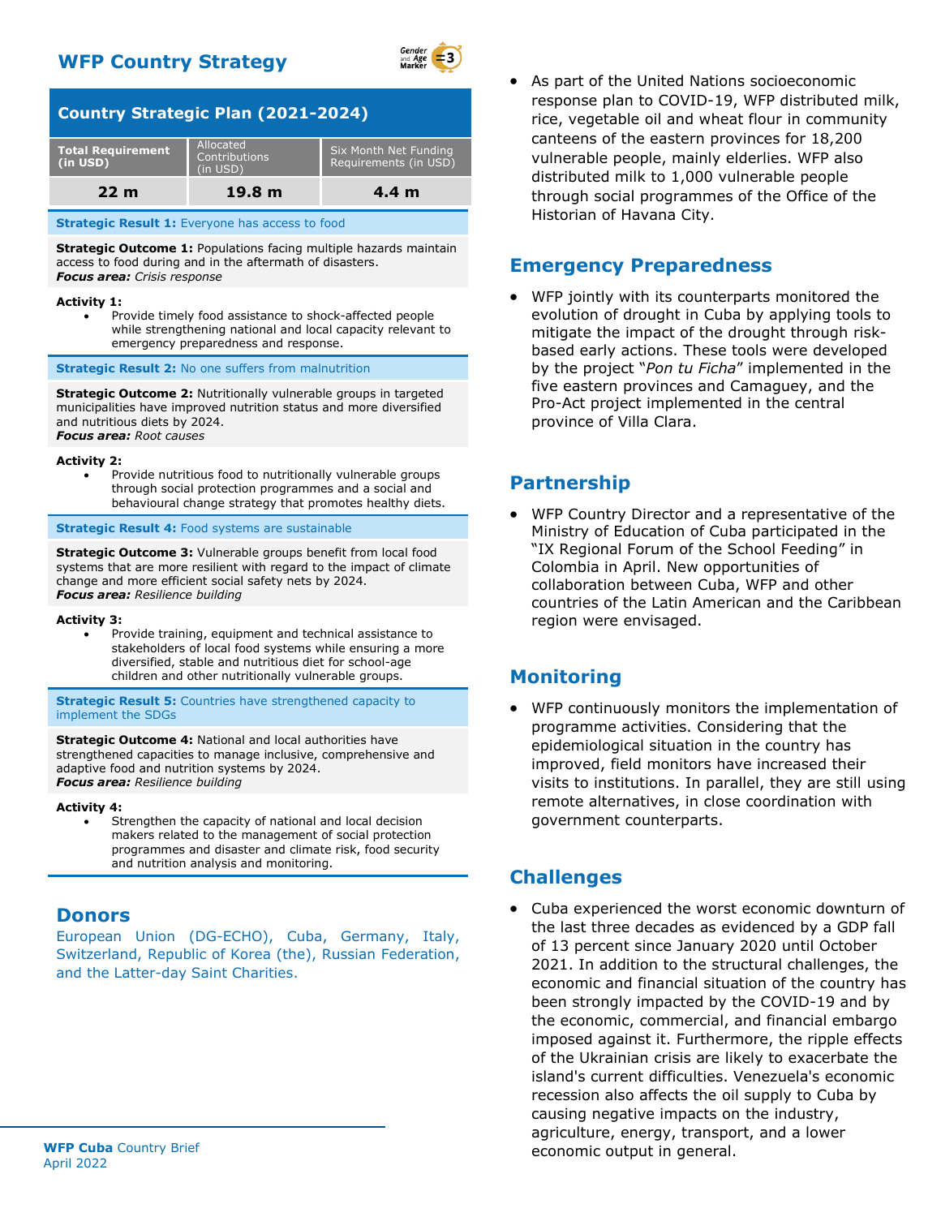## WFP Country Strategy

### Country Strategic Plan (2021-2024)

| Total Requirement (in USD) | Allocated Contributions (in USD) | Six Month Net Funding Requirements (in USD) |
|---|---|---|
| 22 m | 19.8 m | 4.4 m |

**Strategic Result 1:** Everyone has access to food

**Strategic Outcome 1:** Populations facing multiple hazards maintain access to food during and in the aftermath of disasters.
***Focus area:*** *Crisis response*

**Activity 1:**
- Provide timely food assistance to shock-affected people while strengthening national and local capacity relevant to emergency preparedness and response.

**Strategic Result 2:** No one suffers from malnutrition

**Strategic Outcome 2:** Nutritionally vulnerable groups in targeted municipalities have improved nutrition status and more diversified and nutritious diets by 2024.
***Focus area:*** *Root causes*

**Activity 2:**
- Provide nutritious food to nutritionally vulnerable groups through social protection programmes and a social and behavioural change strategy that promotes healthy diets.

**Strategic Result 4:** Food systems are sustainable

**Strategic Outcome 3:** Vulnerable groups benefit from local food systems that are more resilient with regard to the impact of climate change and more efficient social safety nets by 2024.
***Focus area:*** *Resilience building*

**Activity 3:**
- Provide training, equipment and technical assistance to stakeholders of local food systems while ensuring a more diversified, stable and nutritious diet for school-age children and other nutritionally vulnerable groups.

**Strategic Result 5:** Countries have strengthened capacity to implement the SDGs

**Strategic Outcome 4:** National and local authorities have strengthened capacities to manage inclusive, comprehensive and adaptive food and nutrition systems by 2024.
***Focus area:*** *Resilience building*

**Activity 4:**
- Strengthen the capacity of national and local decision makers related to the management of social protection programmes and disaster and climate risk, food security and nutrition analysis and monitoring.

## Donors

European Union (DG-ECHO), Cuba, Germany, Italy, Switzerland, Republic of Korea (the), Russian Federation, and the Latter-day Saint Charities.

- As part of the United Nations socioeconomic response plan to COVID-19, WFP distributed milk, rice, vegetable oil and wheat flour in community canteens of the eastern provinces for 18,200 vulnerable people, mainly elderlies. WFP also distributed milk to 1,000 vulnerable people through social programmes of the Office of the Historian of Havana City.

## Emergency Preparedness

- WFP jointly with its counterparts monitored the evolution of drought in Cuba by applying tools to mitigate the impact of the drought through risk-based early actions. These tools were developed by the project "*Pon tu Ficha*" implemented in the five eastern provinces and Camaguey, and the Pro-Act project implemented in the central province of Villa Clara.

## Partnership

- WFP Country Director and a representative of the Ministry of Education of Cuba participated in the "IX Regional Forum of the School Feeding" in Colombia in April. New opportunities of collaboration between Cuba, WFP and other countries of the Latin American and the Caribbean region were envisaged.

## Monitoring

- WFP continuously monitors the implementation of programme activities. Considering that the epidemiological situation in the country has improved, field monitors have increased their visits to institutions. In parallel, they are still using remote alternatives, in close coordination with government counterparts.

## Challenges

- Cuba experienced the worst economic downturn of the last three decades as evidenced by a GDP fall of 13 percent since January 2020 until October 2021. In addition to the structural challenges, the economic and financial situation of the country has been strongly impacted by the COVID-19 and by the economic, commercial, and financial embargo imposed against it. Furthermore, the ripple effects of the Ukrainian crisis are likely to exacerbate the island's current difficulties. Venezuela's economic recession also affects the oil supply to Cuba by causing negative impacts on the industry, agriculture, energy, transport, and a lower economic output in general.